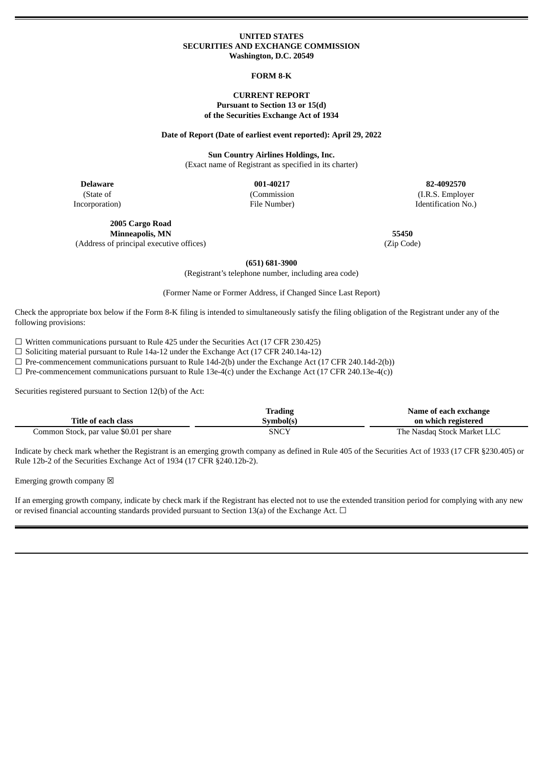**UNITED STATES**
**SECURITIES AND EXCHANGE COMMISSION**
**Washington, D.C. 20549**

**FORM 8-K**

**CURRENT REPORT**
**Pursuant to Section 13 or 15(d)**
**of the Securities Exchange Act of 1934**

**Date of Report (Date of earliest event reported): April 29, 2022**

**Sun Country Airlines Holdings, Inc.**
(Exact name of Registrant as specified in its charter)

| **Delaware** | **001-40217** | **82-4092570** |
|---|---|---|
| (State of Incorporation) | (Commission File Number) | (I.R.S. Employer Identification No.) |

| **2005 Cargo Road Minneapolis, MN** | **55450** |
|---|---|
| (Address of principal executive offices) | (Zip Code) |

**(651) 681-3900**
(Registrant's telephone number, including area code)

(Former Name or Former Address, if Changed Since Last Report)

Check the appropriate box below if the Form 8-K filing is intended to simultaneously satisfy the filing obligation of the Registrant under any of the following provisions:

☐ Written communications pursuant to Rule 425 under the Securities Act (17 CFR 230.425)
☐ Soliciting material pursuant to Rule 14a-12 under the Exchange Act (17 CFR 240.14a-12)
☐ Pre-commencement communications pursuant to Rule 14d-2(b) under the Exchange Act (17 CFR 240.14d-2(b))
☐ Pre-commencement communications pursuant to Rule 13e-4(c) under the Exchange Act (17 CFR 240.13e-4(c))

Securities registered pursuant to Section 12(b) of the Act:

| Title of each class | Trading Symbol(s) | Name of each exchange on which registered |
|---|---|---|
| Common Stock, par value $0.01 per share | SNCY | The Nasdaq Stock Market LLC |

Indicate by check mark whether the Registrant is an emerging growth company as defined in Rule 405 of the Securities Act of 1933 (17 CFR §230.405) or Rule 12b-2 of the Securities Exchange Act of 1934 (17 CFR §240.12b-2).

Emerging growth company ☒

If an emerging growth company, indicate by check mark if the Registrant has elected not to use the extended transition period for complying with any new or revised financial accounting standards provided pursuant to Section 13(a) of the Exchange Act. ☐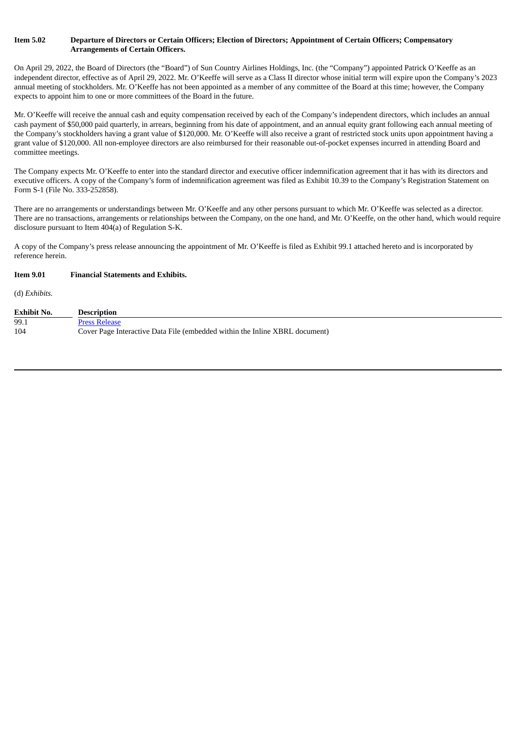**Item 5.02 Departure of Directors or Certain Officers; Election of Directors; Appointment of Certain Officers; Compensatory Arrangements of Certain Officers.**

On April 29, 2022, the Board of Directors (the "Board") of Sun Country Airlines Holdings, Inc. (the "Company") appointed Patrick O'Keeffe as an independent director, effective as of April 29, 2022. Mr. O'Keeffe will serve as a Class II director whose initial term will expire upon the Company's 2023 annual meeting of stockholders. Mr. O'Keeffe has not been appointed as a member of any committee of the Board at this time; however, the Company expects to appoint him to one or more committees of the Board in the future.

Mr. O'Keeffe will receive the annual cash and equity compensation received by each of the Company's independent directors, which includes an annual cash payment of $50,000 paid quarterly, in arrears, beginning from his date of appointment, and an annual equity grant following each annual meeting of the Company's stockholders having a grant value of $120,000. Mr. O'Keeffe will also receive a grant of restricted stock units upon appointment having a grant value of $120,000. All non-employee directors are also reimbursed for their reasonable out-of-pocket expenses incurred in attending Board and committee meetings.

The Company expects Mr. O'Keeffe to enter into the standard director and executive officer indemnification agreement that it has with its directors and executive officers. A copy of the Company's form of indemnification agreement was filed as Exhibit 10.39 to the Company's Registration Statement on Form S-1 (File No. 333-252858).

There are no arrangements or understandings between Mr. O'Keeffe and any other persons pursuant to which Mr. O'Keeffe was selected as a director. There are no transactions, arrangements or relationships between the Company, on the one hand, and Mr. O'Keeffe, on the other hand, which would require disclosure pursuant to Item 404(a) of Regulation S-K.

A copy of the Company's press release announcing the appointment of Mr. O'Keeffe is filed as Exhibit 99.1 attached hereto and is incorporated by reference herein.

**Item 9.01 Financial Statements and Exhibits.**

(d) *Exhibits.*

| Exhibit No. | Description |
|---|---|
| 99.1 | Press Release |
| 104 | Cover Page Interactive Data File (embedded within the Inline XBRL document) |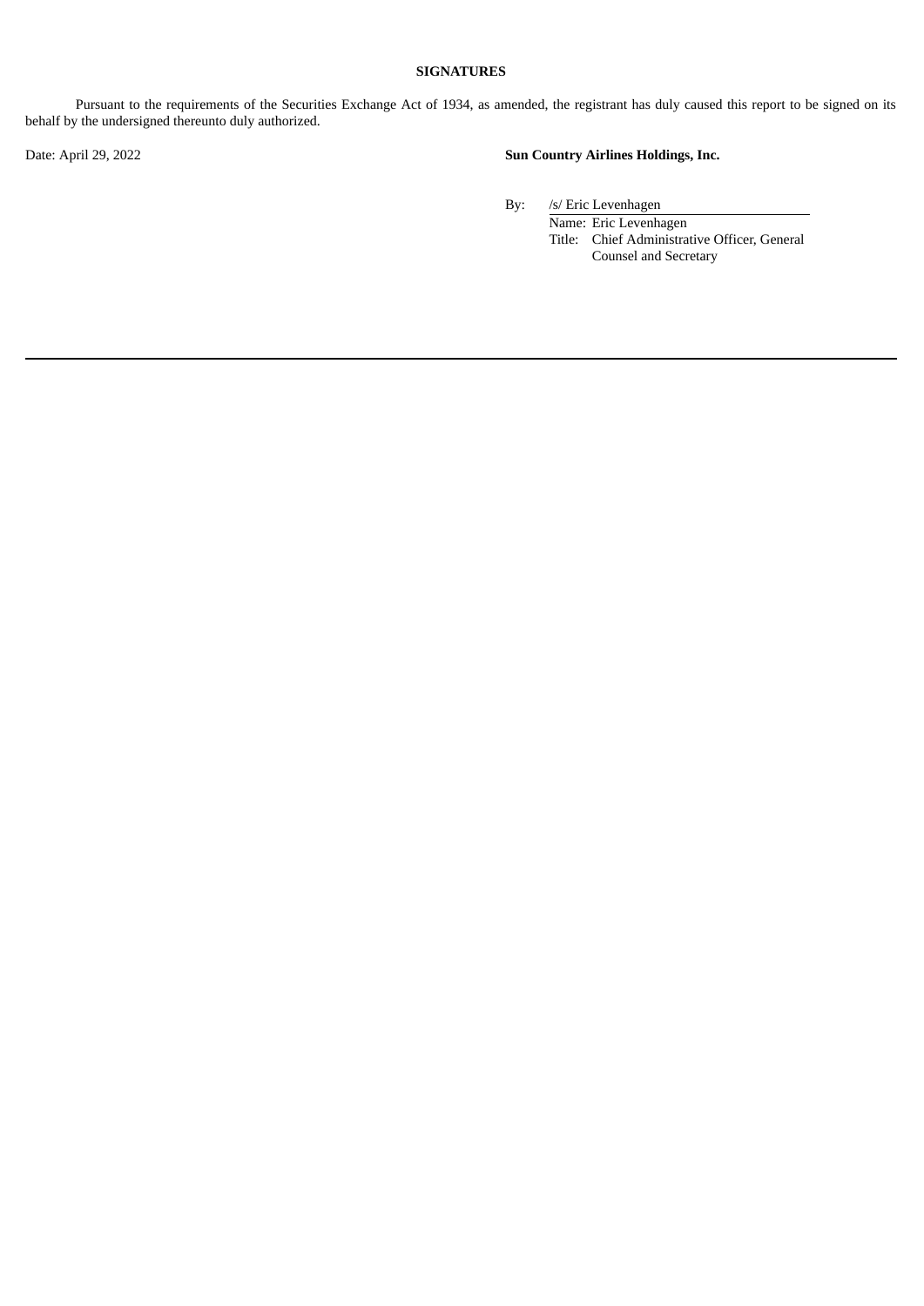**SIGNATURES**

Pursuant to the requirements of the Securities Exchange Act of 1934, as amended, the registrant has duly caused this report to be signed on its behalf by the undersigned thereunto duly authorized.

Date: April 29, 2022

**Sun Country Airlines Holdings, Inc.**

By: /s/ Eric Levenhagen

Name: Eric Levenhagen

Title: Chief Administrative Officer, General Counsel and Secretary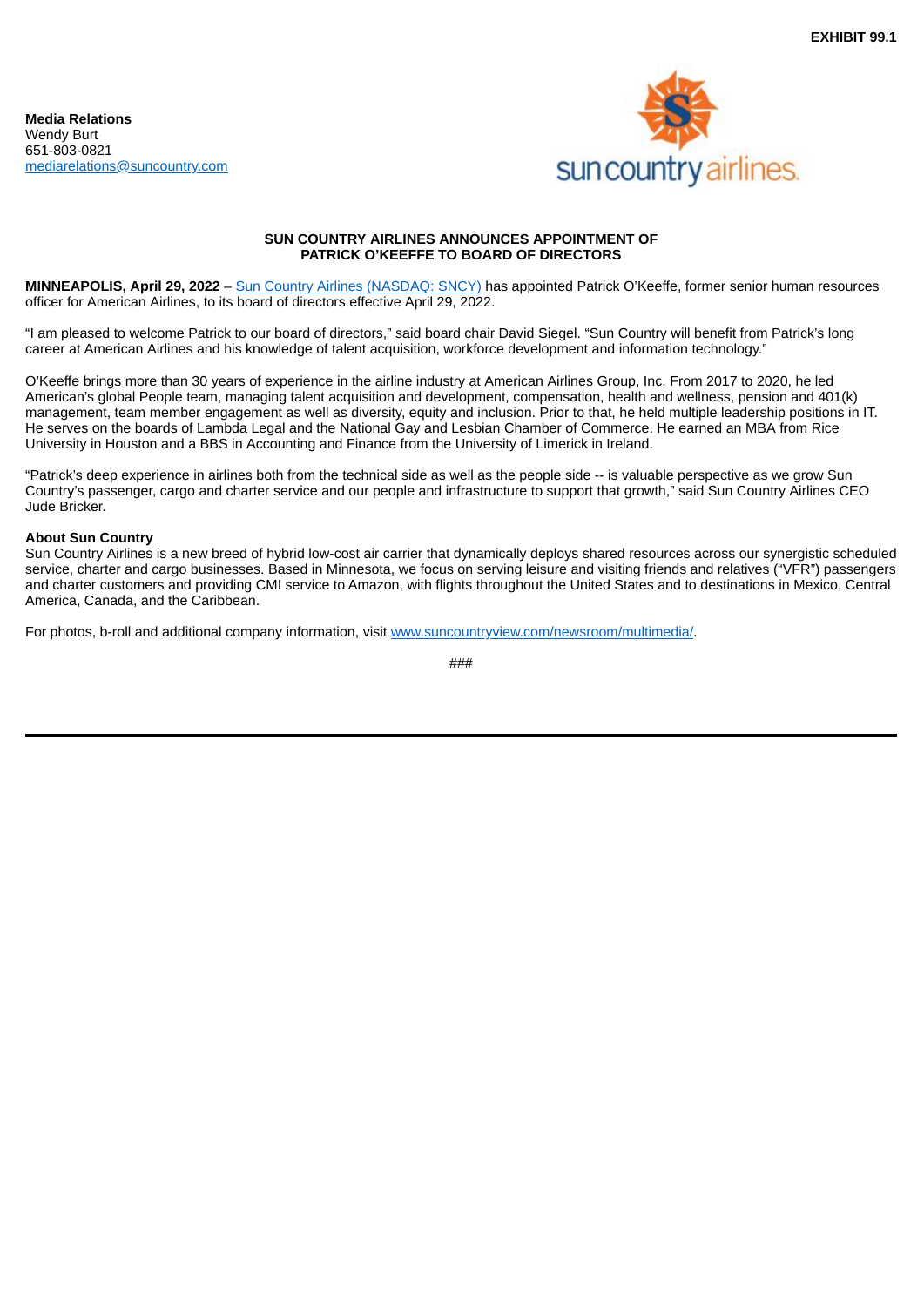**EXHIBIT 99.1**

**Media Relations**
Wendy Burt
651-803-0821
mediarelations@suncountry.com

**SUN COUNTRY AIRLINES ANNOUNCES APPOINTMENT OF PATRICK O'KEEFFE TO BOARD OF DIRECTORS**

**MINNEAPOLIS, April 29, 2022** – Sun Country Airlines (NASDAQ: SNCY) has appointed Patrick O'Keeffe, former senior human resources officer for American Airlines, to its board of directors effective April 29, 2022.

"I am pleased to welcome Patrick to our board of directors," said board chair David Siegel. "Sun Country will benefit from Patrick's long career at American Airlines and his knowledge of talent acquisition, workforce development and information technology."

O'Keeffe brings more than 30 years of experience in the airline industry at American Airlines Group, Inc. From 2017 to 2020, he led American's global People team, managing talent acquisition and development, compensation, health and wellness, pension and 401(k) management, team member engagement as well as diversity, equity and inclusion. Prior to that, he held multiple leadership positions in IT. He serves on the boards of Lambda Legal and the National Gay and Lesbian Chamber of Commerce. He earned an MBA from Rice University in Houston and a BBS in Accounting and Finance from the University of Limerick in Ireland.

"Patrick's deep experience in airlines both from the technical side as well as the people side -- is valuable perspective as we grow Sun Country's passenger, cargo and charter service and our people and infrastructure to support that growth," said Sun Country Airlines CEO Jude Bricker.

**About Sun Country**
Sun Country Airlines is a new breed of hybrid low-cost air carrier that dynamically deploys shared resources across our synergistic scheduled service, charter and cargo businesses. Based in Minnesota, we focus on serving leisure and visiting friends and relatives ("VFR") passengers and charter customers and providing CMI service to Amazon, with flights throughout the United States and to destinations in Mexico, Central America, Canada, and the Caribbean.

For photos, b-roll and additional company information, visit www.suncountryview.com/newsroom/multimedia/.

###